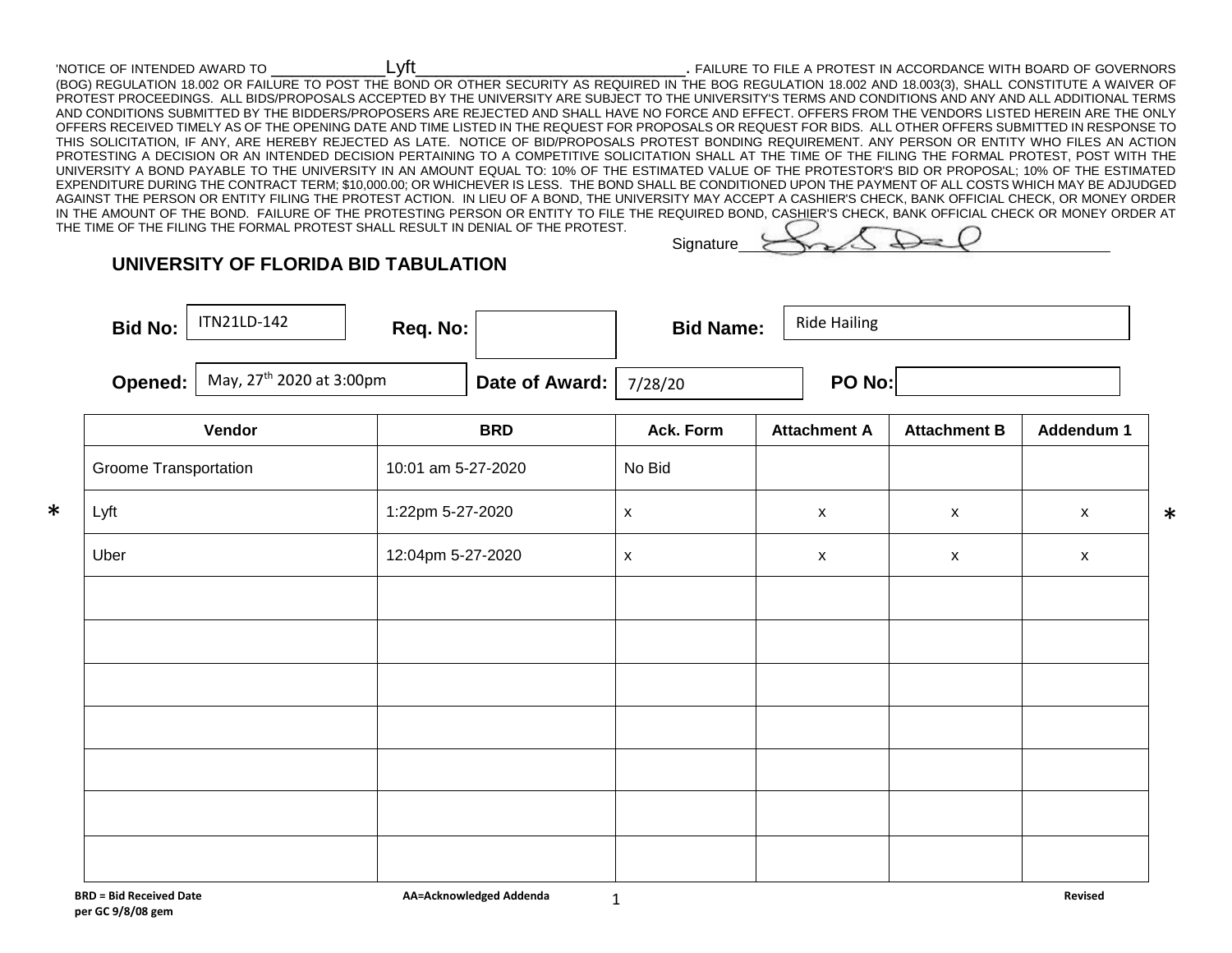'NOTICE OF INTENDED AWARD TO ____________Lyft______________________________. FAILURE TO FILE A PROTEST IN ACCORDANCE WITH BOARD OF GOVERNORS (BOG) REGULATION 18.002 OR FAILURE TO POST THE BOND OR OTHER SECURITY AS REQUIRED IN THE BOG REGULATION 18.002 AND 18.003(3), SHALL CONSTITUTE A WAIVER OF PROTEST PROCEEDINGS. ALL BIDS/PROPOSALS ACCEPTED BY THE UNIVERSITY ARE SUBJECT TO THE UNIVERSITY'S TERMS AND CONDITIONS AND ANY AND ALL ADDITIONAL TERMS AND CONDITIONS SUBMITTED BY THE BIDDERS/PROPOSERS ARE REJECTED AND SHALL HAVE NO FORCE AND EFFECT. OFFERS FROM THE VENDORS LISTED HEREIN ARE THE ONLY OFFERS RECEIVED TIMELY AS OF THE OPENING DATE AND TIME LISTED IN THE REQUEST FOR PROPOSALS OR REQUEST FOR BIDS. ALL OTHER OFFERS SUBMITTED IN RESPONSE TO THIS SOLICITATION, IF ANY, ARE HEREBY REJECTED AS LATE. NOTICE OF BID/PROPOSALS PROTEST BONDING REQUIREMENT. ANY PERSON OR ENTITY WHO FILES AN ACTION PROTESTING A DECISION OR AN INTENDED DECISION PERTAINING TO A COMPETITIVE SOLICITATION SHALL AT THE TIME OF THE FILING THE FORMAL PROTEST, POST WITH THE UNIVERSITY A BOND PAYABLE TO THE UNIVERSITY IN AN AMOUNT EQUAL TO: 10% OF THE ESTIMATED VALUE OF THE PROTESTOR'S BID OR PROPOSAL; 10% OF THE ESTIMATED EXPENDITURE DURING THE CONTRACT TERM; $10,000.00; OR WHICHEVER IS LESS. THE BOND SHALL BE CONDITIONED UPON THE PAYMENT OF ALL COSTS WHICH MAY BE ADJUDGED AGAINST THE PERSON OR ENTITY FILING THE PROTEST ACTION. IN LIEU OF A BOND, THE UNIVERSITY MAY ACCEPT A CASHIER'S CHECK, BANK OFFICIAL CHECK, OR MONEY ORDER IN THE AMOUNT OF THE BOND. FAILURE OF THE PROTESTING PERSON OR ENTITY TO FILE THE REQUIRED BOND, CASHIER'S CHECK, BANK OFFICIAL CHECK OR MONEY ORDER AT THE TIME OF THE FILING THE FORMAL PROTEST SHALL RESULT IN DENIAL OF THE PROTEST.

Signature ____________________

## UNIVERSITY OF FLORIDA BID TABULATION

**Bid No:** ITN21LD-142 **Req. No:** **Bid Name:** Ride Hailing

**Opened:** May, 27th 2020 at 3:00pm **Date of Award:** 7/28/20 **PO No:**

| | Vendor | BRD | Ack. Form | Attachment A | Attachment B | Addendum 1 | |
|---|---|---|---|---|---|---|---|
| | Groome Transportation | 10:01 am 5-27-2020 | No Bid | | | | |
| * | Lyft | 1:22pm 5-27-2020 | x | x | x | x | * |
| | Uber | 12:04pm 5-27-2020 | x | x | x | x | |
| | | | | | | | |
| | | | | | | | |
| | | | | | | | |
| | | | | | | | |
| | | | | | | | |
| | | | | | | | |
| | | | | | | | |

**BRD = Bid Received Date** **AA=Acknowledged Addenda** **Revised**
**per GC 9/8/08 gem**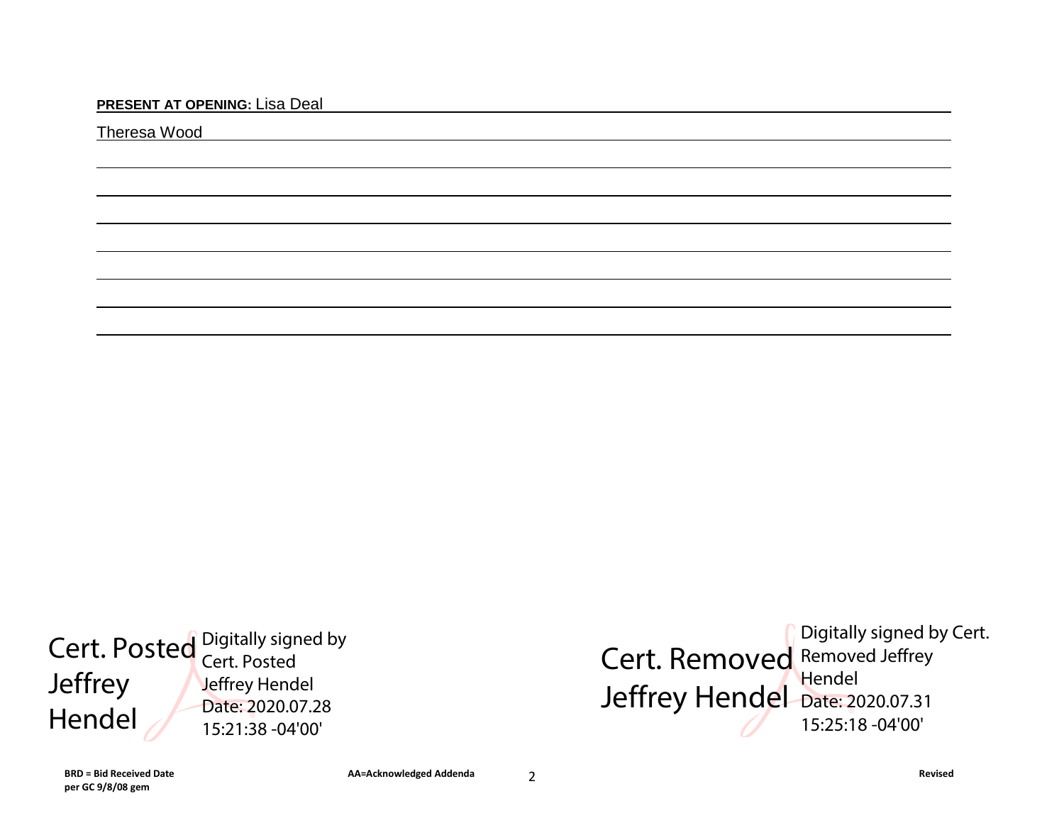**PRESENT AT OPENING:** Lisa Deal

Theresa Wood

Cert. Posted Jeffrey Hendel

Digitally signed by Cert. Posted Jeffrey Hendel
Date: 2020.07.28 15:21:38 -04'00'

Cert. Removed Jeffrey Hendel

Digitally signed by Cert. Removed Jeffrey Hendel
Date: 2020.07.31 15:25:18 -04'00'

**BRD = Bid Received Date per GC 9/8/08 gem**

**AA=Acknowledged Addenda**

**Revised**